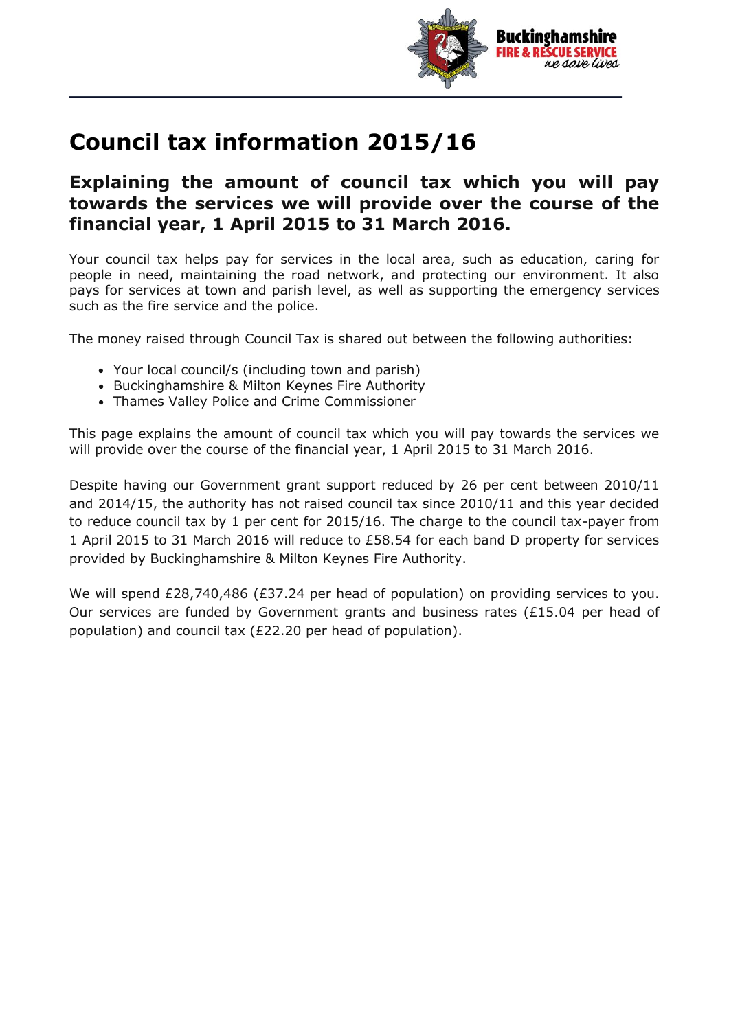# Council tax information 2015/16

## Explaining the amount of council tax which you will pay towards the services we will provide over the course of the financial year, 1 April 2015 to 31 March 2016.

Your council tax helps pay for services in the local area, such as education, caring for people in need, maintaining the road network, and protecting our environment. It also pays for services at town and parish level, as well as supporting the emergency services such as the fire service and the police.

The money raised through Council Tax is shared out between the following authorities:

- Your local council/s (including town and parish)
- Buckinghamshire & Milton Keynes Fire Authority
- Thames Valley Police and Crime Commissioner

This page explains the amount of council tax which you will pay towards the services we will provide over the course of the financial year, 1 April 2015 to 31 March 2016.

Despite having our Government grant support reduced by 26 per cent between 2010/11 and 2014/15, the authority has not raised council tax since 2010/11 and this year decided to reduce council tax by 1 per cent for 2015/16. The charge to the council tax-payer from 1 April 2015 to 31 March 2016 will reduce to £58.54 for each band D property for services provided by Buckinghamshire & Milton Keynes Fire Authority.

We will spend £28,740,486 (£37.24 per head of population) on providing services to you. Our services are funded by Government grants and business rates (£15.04 per head of population) and council tax (£22.20 per head of population).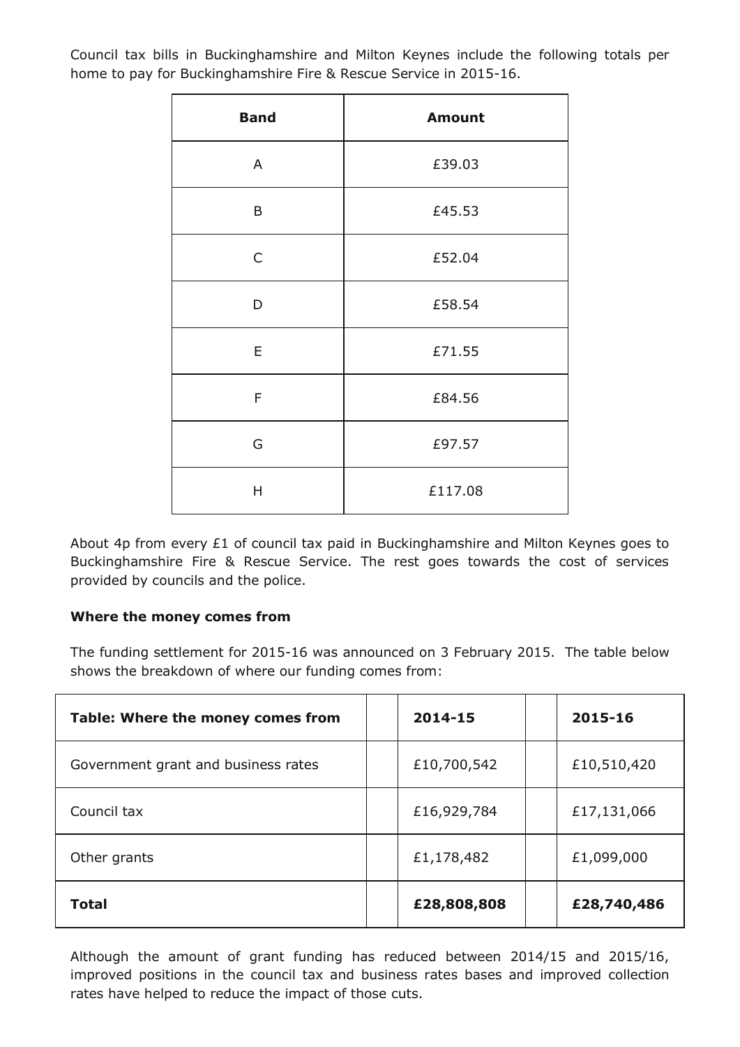Council tax bills in Buckinghamshire and Milton Keynes include the following totals per home to pay for Buckinghamshire Fire & Rescue Service in 2015-16.

| Band | Amount |
|---|---|
| A | £39.03 |
| B | £45.53 |
| C | £52.04 |
| D | £58.54 |
| E | £71.55 |
| F | £84.56 |
| G | £97.57 |
| H | £117.08 |

About 4p from every £1 of council tax paid in Buckinghamshire and Milton Keynes goes to Buckinghamshire Fire & Rescue Service. The rest goes towards the cost of services provided by councils and the police.

**Where the money comes from**

The funding settlement for 2015-16 was announced on 3 February 2015. The table below shows the breakdown of where our funding comes from:

| Table: Where the money comes from | 2014-15 | 2015-16 |
|---|---|---|
| Government grant and business rates | £10,700,542 | £10,510,420 |
| Council tax | £16,929,784 | £17,131,066 |
| Other grants | £1,178,482 | £1,099,000 |
| **Total** | **£28,808,808** | **£28,740,486** |

Although the amount of grant funding has reduced between 2014/15 and 2015/16, improved positions in the council tax and business rates bases and improved collection rates have helped to reduce the impact of those cuts.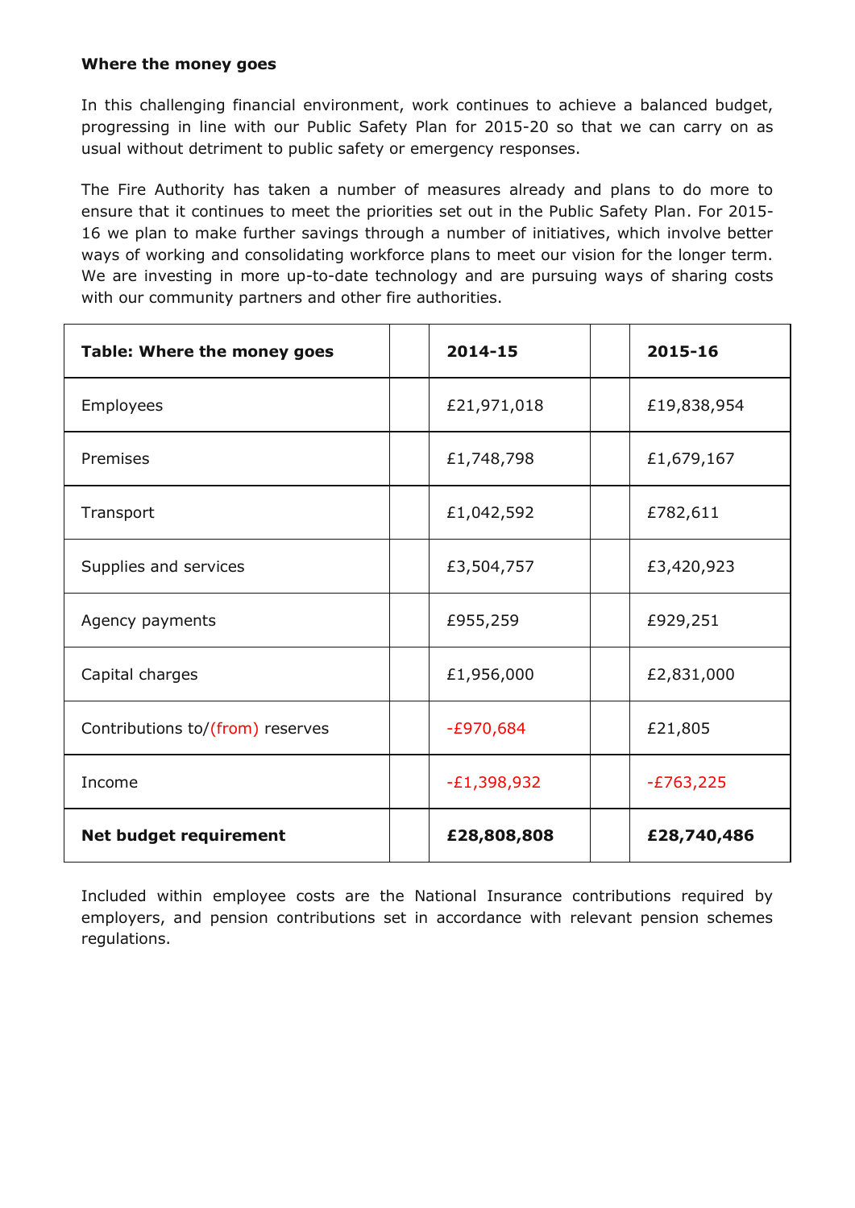**Where the money goes**

In this challenging financial environment, work continues to achieve a balanced budget, progressing in line with our Public Safety Plan for 2015-20 so that we can carry on as usual without detriment to public safety or emergency responses.

The Fire Authority has taken a number of measures already and plans to do more to ensure that it continues to meet the priorities set out in the Public Safety Plan. For 2015-16 we plan to make further savings through a number of initiatives, which involve better ways of working and consolidating workforce plans to meet our vision for the longer term. We are investing in more up-to-date technology and are pursuing ways of sharing costs with our community partners and other fire authorities.

| Table: Where the money goes | 2014-15 | 2015-16 |
|---|---|---|
| Employees | £21,971,018 | £19,838,954 |
| Premises | £1,748,798 | £1,679,167 |
| Transport | £1,042,592 | £782,611 |
| Supplies and services | £3,504,757 | £3,420,923 |
| Agency payments | £955,259 | £929,251 |
| Capital charges | £1,956,000 | £2,831,000 |
| Contributions to/(from) reserves | -£970,684 | £21,805 |
| Income | -£1,398,932 | -£763,225 |
| **Net budget requirement** | **£28,808,808** | **£28,740,486** |

Included within employee costs are the National Insurance contributions required by employers, and pension contributions set in accordance with relevant pension schemes regulations.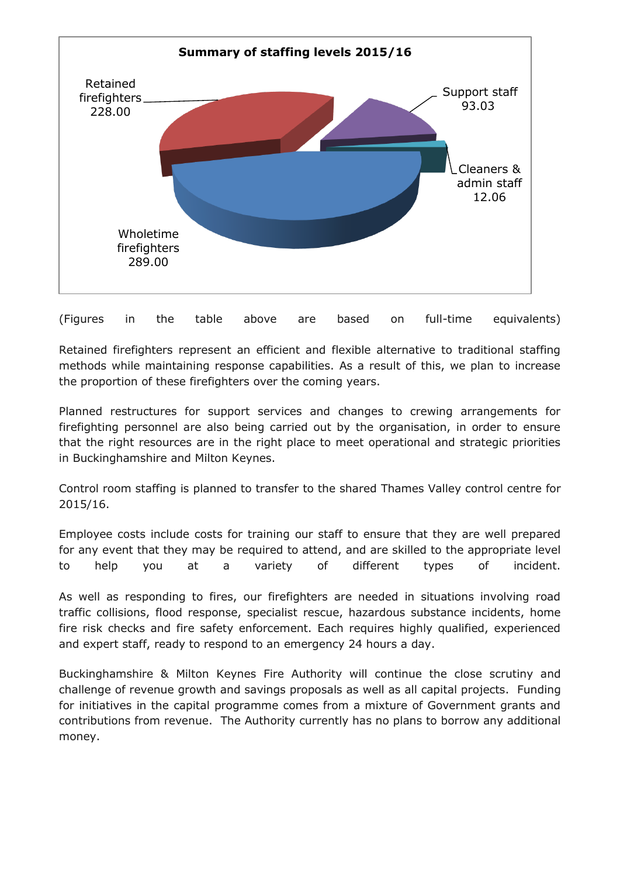**Summary of staffing levels 2015/16**

| Category | FTE |
| --- | --- |
| Wholetime firefighters | 289.00 |
| Retained firefighters | 228.00 |
| Support staff | 93.03 |
| Cleaners & admin staff | 12.06 |

(Figures in the table above are based on full-time equivalents)

Retained firefighters represent an efficient and flexible alternative to traditional staffing methods while maintaining response capabilities. As a result of this, we plan to increase the proportion of these firefighters over the coming years.

Planned restructures for support services and changes to crewing arrangements for firefighting personnel are also being carried out by the organisation, in order to ensure that the right resources are in the right place to meet operational and strategic priorities in Buckinghamshire and Milton Keynes.

Control room staffing is planned to transfer to the shared Thames Valley control centre for 2015/16.

Employee costs include costs for training our staff to ensure that they are well prepared for any event that they may be required to attend, and are skilled to the appropriate level to help you at a variety of different types of incident.

As well as responding to fires, our firefighters are needed in situations involving road traffic collisions, flood response, specialist rescue, hazardous substance incidents, home fire risk checks and fire safety enforcement. Each requires highly qualified, experienced and expert staff, ready to respond to an emergency 24 hours a day.

Buckinghamshire & Milton Keynes Fire Authority will continue the close scrutiny and challenge of revenue growth and savings proposals as well as all capital projects. Funding for initiatives in the capital programme comes from a mixture of Government grants and contributions from revenue. The Authority currently has no plans to borrow any additional money.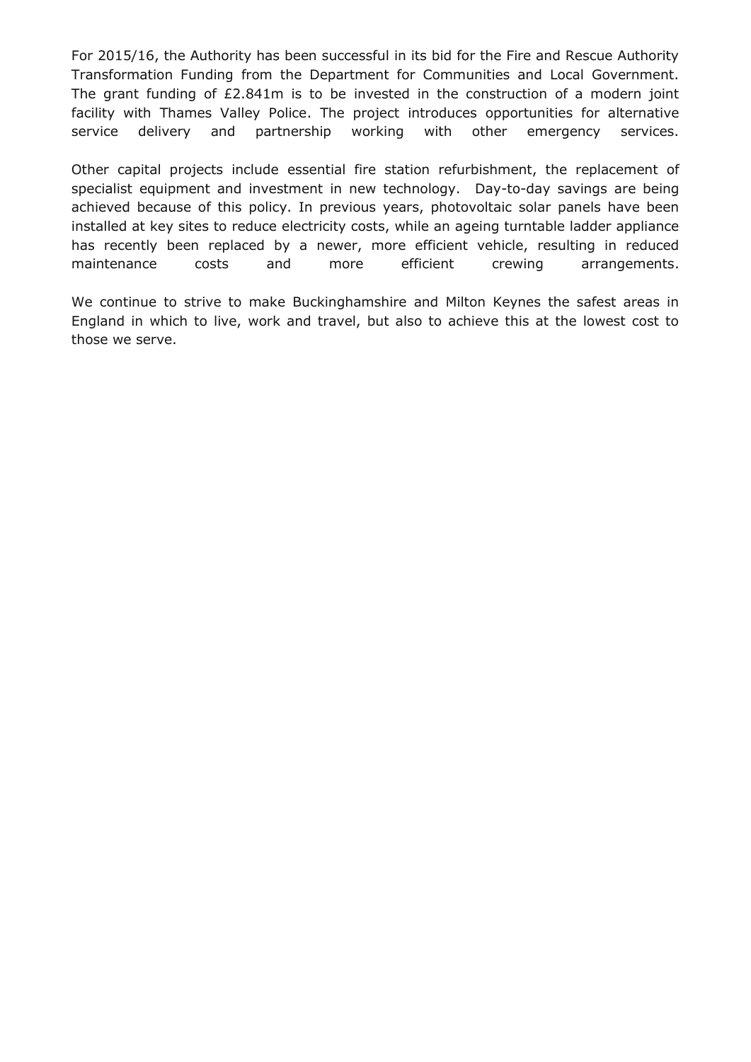For 2015/16, the Authority has been successful in its bid for the Fire and Rescue Authority Transformation Funding from the Department for Communities and Local Government. The grant funding of £2.841m is to be invested in the construction of a modern joint facility with Thames Valley Police. The project introduces opportunities for alternative service delivery and partnership working with other emergency services.

Other capital projects include essential fire station refurbishment, the replacement of specialist equipment and investment in new technology. Day-to-day savings are being achieved because of this policy. In previous years, photovoltaic solar panels have been installed at key sites to reduce electricity costs, while an ageing turntable ladder appliance has recently been replaced by a newer, more efficient vehicle, resulting in reduced maintenance costs and more efficient crewing arrangements.

We continue to strive to make Buckinghamshire and Milton Keynes the safest areas in England in which to live, work and travel, but also to achieve this at the lowest cost to those we serve.